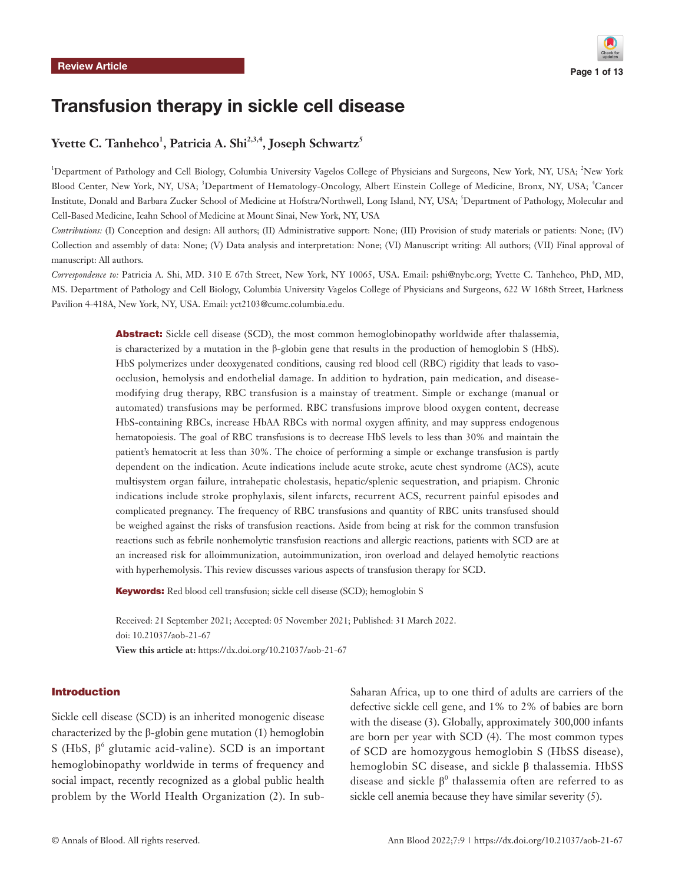Review Article

# Transfusion therapy in sickle cell disease

**Yvette C. Tanhehco[1], Patricia A. Shi[2,3,4], Joseph Schwartz[5]**

[1]Department of Pathology and Cell Biology, Columbia University Vagelos College of Physicians and Surgeons, New York, NY, USA; [2]New York Blood Center, New York, NY, USA; [3]Department of Hematology-Oncology, Albert Einstein College of Medicine, Bronx, NY, USA; [4]Cancer Institute, Donald and Barbara Zucker School of Medicine at Hofstra/Northwell, Long Island, NY, USA; [5]Department of Pathology, Molecular and Cell-Based Medicine, Icahn School of Medicine at Mount Sinai, New York, NY, USA

*Contributions:* (I) Conception and design: All authors; (II) Administrative support: None; (III) Provision of study materials or patients: None; (IV) Collection and assembly of data: None; (V) Data analysis and interpretation: None; (VI) Manuscript writing: All authors; (VII) Final approval of manuscript: All authors.

*Correspondence to:* Patricia A. Shi, MD. 310 E 67th Street, New York, NY 10065, USA. Email: pshi@nybc.org; Yvette C. Tanhehco, PhD, MD, MS. Department of Pathology and Cell Biology, Columbia University Vagelos College of Physicians and Surgeons, 622 W 168th Street, Harkness Pavilion 4-418A, New York, NY, USA. Email: yct2103@cumc.columbia.edu.

**Abstract:** Sickle cell disease (SCD), the most common hemoglobinopathy worldwide after thalassemia, is characterized by a mutation in the β-globin gene that results in the production of hemoglobin S (HbS). HbS polymerizes under deoxygenated conditions, causing red blood cell (RBC) rigidity that leads to vaso-occlusion, hemolysis and endothelial damage. In addition to hydration, pain medication, and disease-modifying drug therapy, RBC transfusion is a mainstay of treatment. Simple or exchange (manual or automated) transfusions may be performed. RBC transfusions improve blood oxygen content, decrease HbS-containing RBCs, increase HbAA RBCs with normal oxygen affinity, and may suppress endogenous hematopoiesis. The goal of RBC transfusions is to decrease HbS levels to less than 30% and maintain the patient's hematocrit at less than 30%. The choice of performing a simple or exchange transfusion is partly dependent on the indication. Acute indications include acute stroke, acute chest syndrome (ACS), acute multisystem organ failure, intrahepatic cholestasis, hepatic/splenic sequestration, and priapism. Chronic indications include stroke prophylaxis, silent infarcts, recurrent ACS, recurrent painful episodes and complicated pregnancy. The frequency of RBC transfusions and quantity of RBC units transfused should be weighed against the risks of transfusion reactions. Aside from being at risk for the common transfusion reactions such as febrile nonhemolytic transfusion reactions and allergic reactions, patients with SCD are at an increased risk for alloimmunization, autoimmunization, iron overload and delayed hemolytic reactions with hyperhemolysis. This review discusses various aspects of transfusion therapy for SCD.

**Keywords:** Red blood cell transfusion; sickle cell disease (SCD); hemoglobin S

Received: 21 September 2021; Accepted: 05 November 2021; Published: 31 March 2022.
doi: 10.21037/aob-21-67
**View this article at:** https://dx.doi.org/10.21037/aob-21-67

## Introduction

Sickle cell disease (SCD) is an inherited monogenic disease characterized by the β-globin gene mutation (1) hemoglobin S (HbS, $\beta^6$ glutamic acid-valine). SCD is an important hemoglobinopathy worldwide in terms of frequency and social impact, recently recognized as a global public health problem by the World Health Organization (2). In sub-Saharan Africa, up to one third of adults are carriers of the defective sickle cell gene, and 1% to 2% of babies are born with the disease (3). Globally, approximately 300,000 infants are born per year with SCD (4). The most common types of SCD are homozygous hemoglobin S (HbSS disease), hemoglobin SC disease, and sickle β thalassemia. HbSS disease and sickle $\beta^0$ thalassemia often are referred to as sickle cell anemia because they have similar severity (5).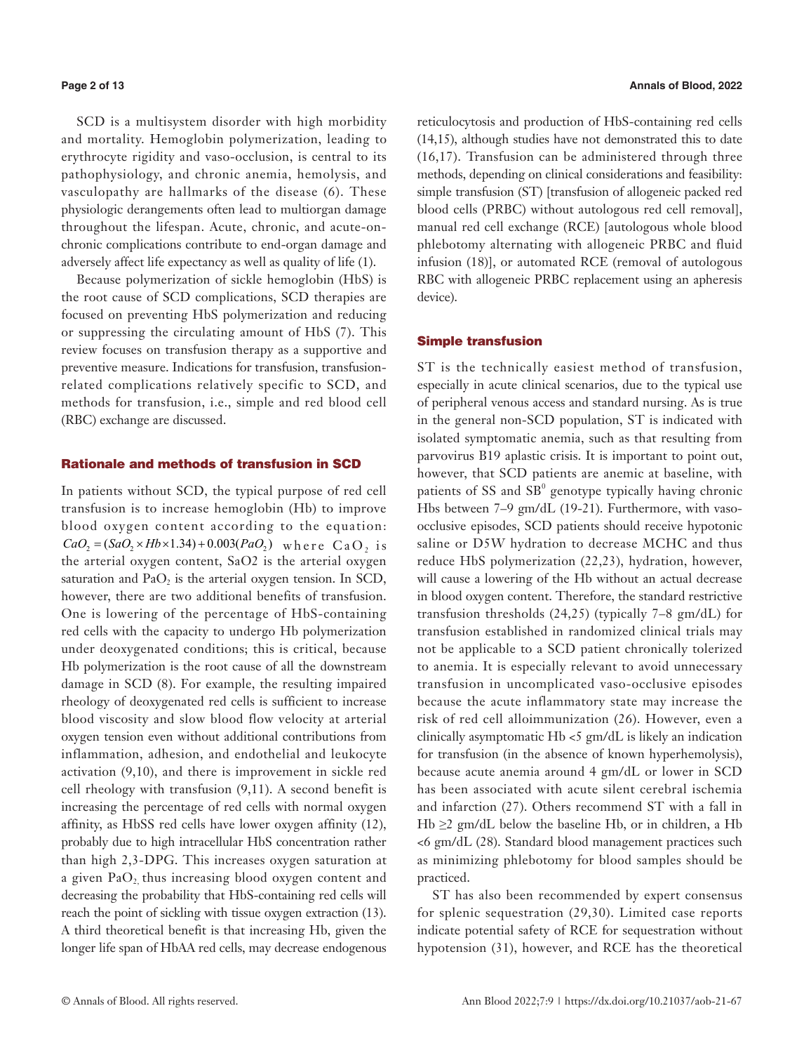SCD is a multisystem disorder with high morbidity and mortality. Hemoglobin polymerization, leading to erythrocyte rigidity and vaso-occlusion, is central to its pathophysiology, and chronic anemia, hemolysis, and vasculopathy are hallmarks of the disease (6). These physiologic derangements often lead to multiorgan damage throughout the lifespan. Acute, chronic, and acute-on-chronic complications contribute to end-organ damage and adversely affect life expectancy as well as quality of life (1).

Because polymerization of sickle hemoglobin (HbS) is the root cause of SCD complications, SCD therapies are focused on preventing HbS polymerization and reducing or suppressing the circulating amount of HbS (7). This review focuses on transfusion therapy as a supportive and preventive measure. Indications for transfusion, transfusion-related complications relatively specific to SCD, and methods for transfusion, i.e., simple and red blood cell (RBC) exchange are discussed.

## Rationale and methods of transfusion in SCD

In patients without SCD, the typical purpose of red cell transfusion is to increase hemoglobin (Hb) to improve blood oxygen content according to the equation: $CaO_2 = (SaO_2 \times Hb \times 1.34) + 0.003(PaO_2)$ where $CaO_2$ is the arterial oxygen content, SaO2 is the arterial oxygen saturation and $PaO_2$ is the arterial oxygen tension. In SCD, however, there are two additional benefits of transfusion. One is lowering of the percentage of HbS-containing red cells with the capacity to undergo Hb polymerization under deoxygenated conditions; this is critical, because Hb polymerization is the root cause of all the downstream damage in SCD (8). For example, the resulting impaired rheology of deoxygenated red cells is sufficient to increase blood viscosity and slow blood flow velocity at arterial oxygen tension even without additional contributions from inflammation, adhesion, and endothelial and leukocyte activation (9,10), and there is improvement in sickle red cell rheology with transfusion (9,11). A second benefit is increasing the percentage of red cells with normal oxygen affinity, as HbSS red cells have lower oxygen affinity (12), probably due to high intracellular HbS concentration rather than high 2,3-DPG. This increases oxygen saturation at a given $PaO_2$, thus increasing blood oxygen content and decreasing the probability that HbS-containing red cells will reach the point of sickling with tissue oxygen extraction (13). A third theoretical benefit is that increasing Hb, given the longer life span of HbAA red cells, may decrease endogenous reticulocytosis and production of HbS-containing red cells (14,15), although studies have not demonstrated this to date (16,17). Transfusion can be administered through three methods, depending on clinical considerations and feasibility: simple transfusion (ST) [transfusion of allogeneic packed red blood cells (PRBC) without autologous red cell removal], manual red cell exchange (RCE) [autologous whole blood phlebotomy alternating with allogeneic PRBC and fluid infusion (18)], or automated RCE (removal of autologous RBC with allogeneic PRBC replacement using an apheresis device).

### Simple transfusion

ST is the technically easiest method of transfusion, especially in acute clinical scenarios, due to the typical use of peripheral venous access and standard nursing. As is true in the general non-SCD population, ST is indicated with isolated symptomatic anemia, such as that resulting from parvovirus B19 aplastic crisis. It is important to point out, however, that SCD patients are anemic at baseline, with patients of SS and $SB^0$ genotype typically having chronic Hbs between 7–9 gm/dL (19-21). Furthermore, with vaso-occlusive episodes, SCD patients should receive hypotonic saline or D5W hydration to decrease MCHC and thus reduce HbS polymerization (22,23), hydration, however, will cause a lowering of the Hb without an actual decrease in blood oxygen content. Therefore, the standard restrictive transfusion thresholds (24,25) (typically 7–8 gm/dL) for transfusion established in randomized clinical trials may not be applicable to a SCD patient chronically tolerized to anemia. It is especially relevant to avoid unnecessary transfusion in uncomplicated vaso-occlusive episodes because the acute inflammatory state may increase the risk of red cell alloimmunization (26). However, even a clinically asymptomatic Hb <5 gm/dL is likely an indication for transfusion (in the absence of known hyperhemolysis), because acute anemia around 4 gm/dL or lower in SCD has been associated with acute silent cerebral ischemia and infarction (27). Others recommend ST with a fall in Hb ≥2 gm/dL below the baseline Hb, or in children, a Hb <6 gm/dL (28). Standard blood management practices such as minimizing phlebotomy for blood samples should be practiced.

ST has also been recommended by expert consensus for splenic sequestration (29,30). Limited case reports indicate potential safety of RCE for sequestration without hypotension (31), however, and RCE has the theoretical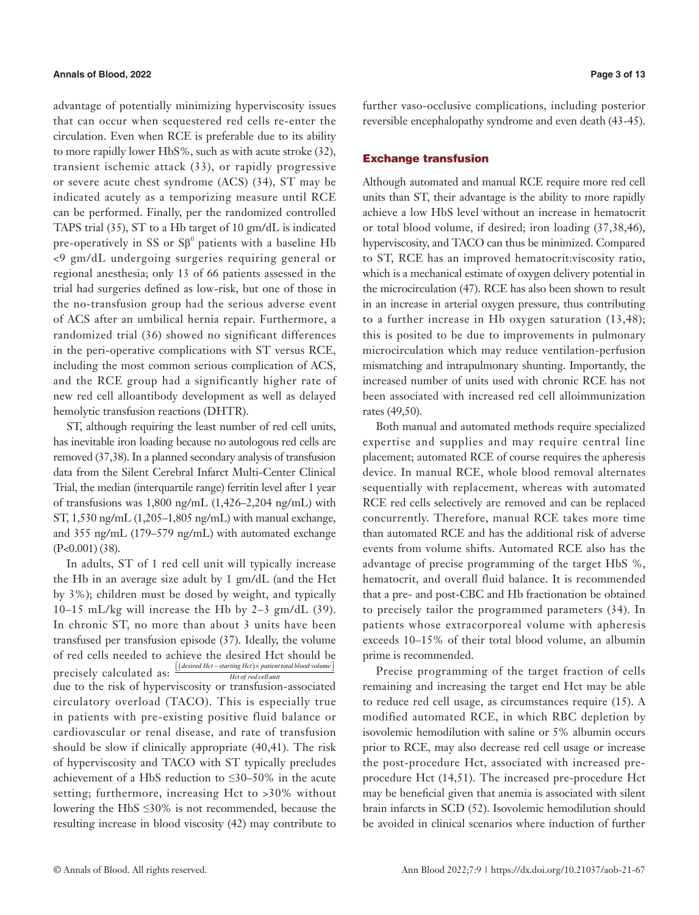advantage of potentially minimizing hyperviscosity issues that can occur when sequestered red cells re-enter the circulation. Even when RCE is preferable due to its ability to more rapidly lower HbS%, such as with acute stroke (32), transient ischemic attack (33), or rapidly progressive or severe acute chest syndrome (ACS) (34), ST may be indicated acutely as a temporizing measure until RCE can be performed. Finally, per the randomized controlled TAPS trial (35), ST to a Hb target of 10 gm/dL is indicated pre-operatively in SS or $S\beta^0$ patients with a baseline Hb <9 gm/dL undergoing surgeries requiring general or regional anesthesia; only 13 of 66 patients assessed in the trial had surgeries defined as low-risk, but one of those in the no-transfusion group had the serious adverse event of ACS after an umbilical hernia repair. Furthermore, a randomized trial (36) showed no significant differences in the peri-operative complications with ST versus RCE, including the most common serious complication of ACS, and the RCE group had a significantly higher rate of new red cell alloantibody development as well as delayed hemolytic transfusion reactions (DHTR).

ST, although requiring the least number of red cell units, has inevitable iron loading because no autologous red cells are removed (37,38). In a planned secondary analysis of transfusion data from the Silent Cerebral Infarct Multi-Center Clinical Trial, the median (interquartile range) ferritin level after 1 year of transfusions was 1,800 ng/mL (1,426–2,204 ng/mL) with ST, 1,530 ng/mL (1,205–1,805 ng/mL) with manual exchange, and 355 ng/mL (179–579 ng/mL) with automated exchange (P<0.001) (38).

In adults, ST of 1 red cell unit will typically increase the Hb in an average size adult by 1 gm/dL (and the Hct by 3%); children must be dosed by weight, and typically 10–15 mL/kg will increase the Hb by 2–3 gm/dL (39). In chronic ST, no more than about 3 units have been transfused per transfusion episode (37). Ideally, the volume of red cells needed to achieve the desired Hct should be precisely calculated as: $\frac{[(desired\ Hct - starting\ Hct) \times patient\ total\ blood\ volume]}{Hct\ of\ red\ cell\ unit}$ due to the risk of hyperviscosity or transfusion-associated circulatory overload (TACO). This is especially true in patients with pre-existing positive fluid balance or cardiovascular or renal disease, and rate of transfusion should be slow if clinically appropriate (40,41). The risk of hyperviscosity and TACO with ST typically precludes achievement of a HbS reduction to ≤30–50% in the acute setting; furthermore, increasing Hct to >30% without lowering the HbS ≤30% is not recommended, because the resulting increase in blood viscosity (42) may contribute to further vaso-occlusive complications, including posterior reversible encephalopathy syndrome and even death (43-45).

## Exchange transfusion

Although automated and manual RCE require more red cell units than ST, their advantage is the ability to more rapidly achieve a low HbS level without an increase in hematocrit or total blood volume, if desired; iron loading (37,38,46), hyperviscosity, and TACO can thus be minimized. Compared to ST, RCE has an improved hematocrit:viscosity ratio, which is a mechanical estimate of oxygen delivery potential in the microcirculation (47). RCE has also been shown to result in an increase in arterial oxygen pressure, thus contributing to a further increase in Hb oxygen saturation (13,48); this is posited to be due to improvements in pulmonary microcirculation which may reduce ventilation-perfusion mismatching and intrapulmonary shunting. Importantly, the increased number of units used with chronic RCE has not been associated with increased red cell alloimmunization rates (49,50).

Both manual and automated methods require specialized expertise and supplies and may require central line placement; automated RCE of course requires the apheresis device. In manual RCE, whole blood removal alternates sequentially with replacement, whereas with automated RCE red cells selectively are removed and can be replaced concurrently. Therefore, manual RCE takes more time than automated RCE and has the additional risk of adverse events from volume shifts. Automated RCE also has the advantage of precise programming of the target HbS %, hematocrit, and overall fluid balance. It is recommended that a pre- and post-CBC and Hb fractionation be obtained to precisely tailor the programmed parameters (34). In patients whose extracorporeal volume with apheresis exceeds 10–15% of their total blood volume, an albumin prime is recommended.

Precise programming of the target fraction of cells remaining and increasing the target end Hct may be able to reduce red cell usage, as circumstances require (15). A modified automated RCE, in which RBC depletion by isovolemic hemodilution with saline or 5% albumin occurs prior to RCE, may also decrease red cell usage or increase the post-procedure Hct, associated with increased pre-procedure Hct (14,51). The increased pre-procedure Hct may be beneficial given that anemia is associated with silent brain infarcts in SCD (52). Isovolemic hemodilution should be avoided in clinical scenarios where induction of further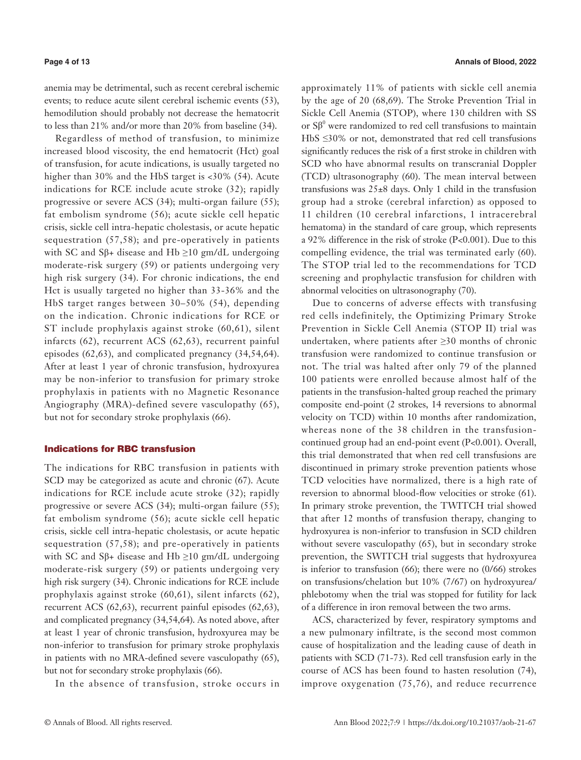anemia may be detrimental, such as recent cerebral ischemic events; to reduce acute silent cerebral ischemic events (53), hemodilution should probably not decrease the hematocrit to less than 21% and/or more than 20% from baseline (34).

Regardless of method of transfusion, to minimize increased blood viscosity, the end hematocrit (Hct) goal of transfusion, for acute indications, is usually targeted no higher than 30% and the HbS target is <30% (54). Acute indications for RCE include acute stroke (32); rapidly progressive or severe ACS (34); multi-organ failure (55); fat embolism syndrome (56); acute sickle cell hepatic crisis, sickle cell intra-hepatic cholestasis, or acute hepatic sequestration (57,58); and pre-operatively in patients with SC and Sβ+ disease and Hb ≥10 gm/dL undergoing moderate-risk surgery (59) or patients undergoing very high risk surgery (34). For chronic indications, the end Hct is usually targeted no higher than 33-36% and the HbS target ranges between 30–50% (54), depending on the indication. Chronic indications for RCE or ST include prophylaxis against stroke (60,61), silent infarcts (62), recurrent ACS (62,63), recurrent painful episodes (62,63), and complicated pregnancy (34,54,64). After at least 1 year of chronic transfusion, hydroxyurea may be non-inferior to transfusion for primary stroke prophylaxis in patients with no Magnetic Resonance Angiography (MRA)-defined severe vasculopathy (65), but not for secondary stroke prophylaxis (66).

## Indications for RBC transfusion

The indications for RBC transfusion in patients with SCD may be categorized as acute and chronic (67). Acute indications for RCE include acute stroke (32); rapidly progressive or severe ACS (34); multi-organ failure (55); fat embolism syndrome (56); acute sickle cell hepatic crisis, sickle cell intra-hepatic cholestasis, or acute hepatic sequestration (57,58); and pre-operatively in patients with SC and Sβ+ disease and Hb ≥10 gm/dL undergoing moderate-risk surgery (59) or patients undergoing very high risk surgery (34). Chronic indications for RCE include prophylaxis against stroke (60,61), silent infarcts (62), recurrent ACS (62,63), recurrent painful episodes (62,63), and complicated pregnancy (34,54,64). As noted above, after at least 1 year of chronic transfusion, hydroxyurea may be non-inferior to transfusion for primary stroke prophylaxis in patients with no MRA-defined severe vasculopathy (65), but not for secondary stroke prophylaxis (66).

In the absence of transfusion, stroke occurs in approximately 11% of patients with sickle cell anemia by the age of 20 (68,69). The Stroke Prevention Trial in Sickle Cell Anemia (STOP), where 130 children with SS or $S\beta^0$ were randomized to red cell transfusions to maintain HbS ≤30% or not, demonstrated that red cell transfusions significantly reduces the risk of a first stroke in children with SCD who have abnormal results on transcranial Doppler (TCD) ultrasonography (60). The mean interval between transfusions was 25±8 days. Only 1 child in the transfusion group had a stroke (cerebral infarction) as opposed to 11 children (10 cerebral infarctions, 1 intracerebral hematoma) in the standard of care group, which represents a 92% difference in the risk of stroke (P<0.001). Due to this compelling evidence, the trial was terminated early (60). The STOP trial led to the recommendations for TCD screening and prophylactic transfusion for children with abnormal velocities on ultrasonography (70).

Due to concerns of adverse effects with transfusing red cells indefinitely, the Optimizing Primary Stroke Prevention in Sickle Cell Anemia (STOP II) trial was undertaken, where patients after ≥30 months of chronic transfusion were randomized to continue transfusion or not. The trial was halted after only 79 of the planned 100 patients were enrolled because almost half of the patients in the transfusion-halted group reached the primary composite end-point (2 strokes, 14 reversions to abnormal velocity on TCD) within 10 months after randomization, whereas none of the 38 children in the transfusion-continued group had an end-point event (P<0.001). Overall, this trial demonstrated that when red cell transfusions are discontinued in primary stroke prevention patients whose TCD velocities have normalized, there is a high rate of reversion to abnormal blood-flow velocities or stroke (61). In primary stroke prevention, the TWITCH trial showed that after 12 months of transfusion therapy, changing to hydroxyurea is non-inferior to transfusion in SCD children without severe vasculopathy (65), but in secondary stroke prevention, the SWITCH trial suggests that hydroxyurea is inferior to transfusion (66); there were no (0/66) strokes on transfusions/chelation but 10% (7/67) on hydroxyurea/phlebotomy when the trial was stopped for futility for lack of a difference in iron removal between the two arms.

ACS, characterized by fever, respiratory symptoms and a new pulmonary infiltrate, is the second most common cause of hospitalization and the leading cause of death in patients with SCD (71-73). Red cell transfusion early in the course of ACS has been found to hasten resolution (74), improve oxygenation (75,76), and reduce recurrence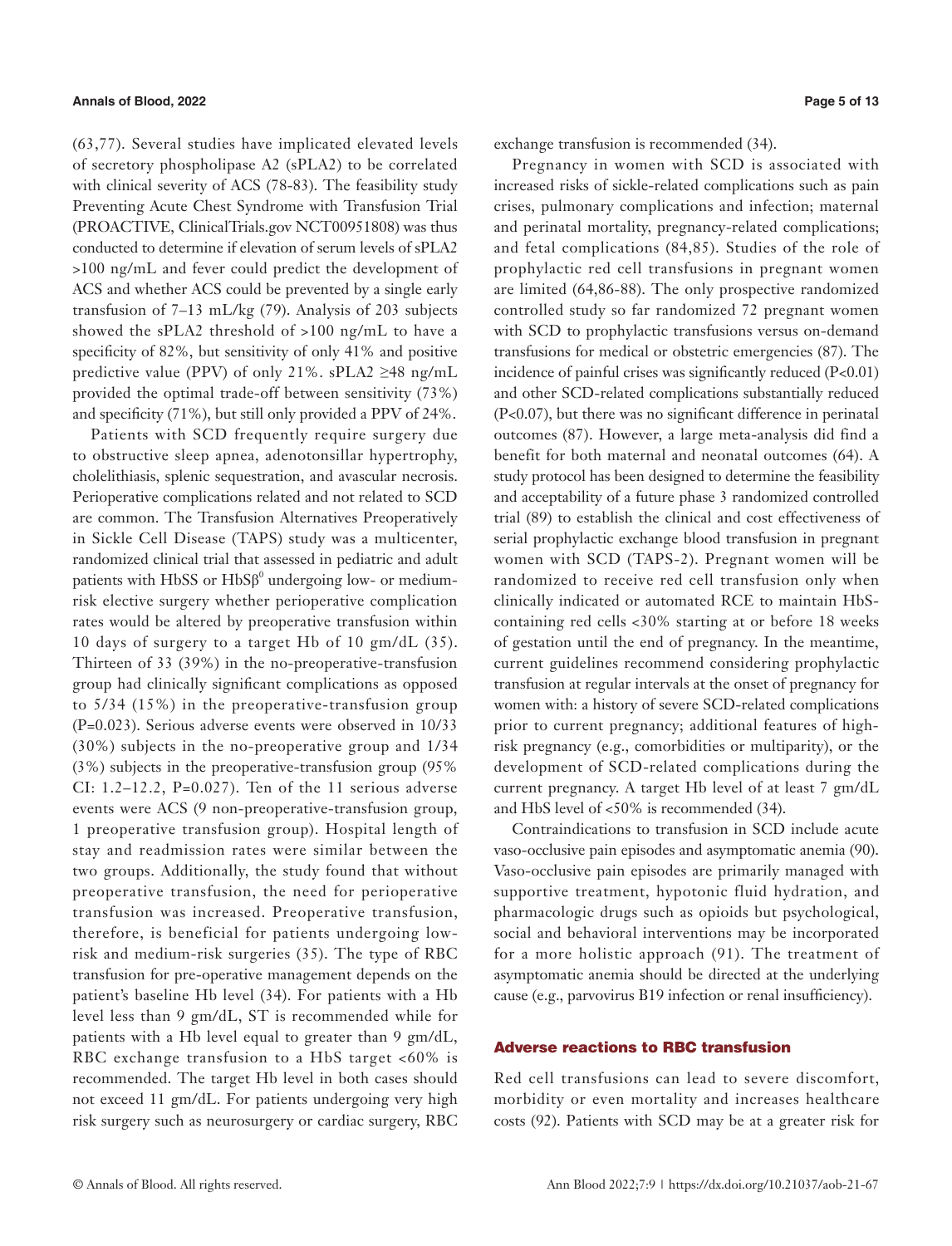(63,77). Several studies have implicated elevated levels of secretory phospholipase A2 (sPLA2) to be correlated with clinical severity of ACS (78-83). The feasibility study Preventing Acute Chest Syndrome with Transfusion Trial (PROACTIVE, ClinicalTrials.gov NCT00951808) was thus conducted to determine if elevation of serum levels of sPLA2 >100 ng/mL and fever could predict the development of ACS and whether ACS could be prevented by a single early transfusion of 7–13 mL/kg (79). Analysis of 203 subjects showed the sPLA2 threshold of >100 ng/mL to have a specificity of 82%, but sensitivity of only 41% and positive predictive value (PPV) of only 21%. sPLA2 ≥48 ng/mL provided the optimal trade-off between sensitivity (73%) and specificity (71%), but still only provided a PPV of 24%.

Patients with SCD frequently require surgery due to obstructive sleep apnea, adenotonsillar hypertrophy, cholelithiasis, splenic sequestration, and avascular necrosis. Perioperative complications related and not related to SCD are common. The Transfusion Alternatives Preoperatively in Sickle Cell Disease (TAPS) study was a multicenter, randomized clinical trial that assessed in pediatric and adult patients with HbSS or $HbS\beta^0$ undergoing low- or medium-risk elective surgery whether perioperative complication rates would be altered by preoperative transfusion within 10 days of surgery to a target Hb of 10 gm/dL (35). Thirteen of 33 (39%) in the no-preoperative-transfusion group had clinically significant complications as opposed to 5/34 (15%) in the preoperative-transfusion group (P=0.023). Serious adverse events were observed in 10/33 (30%) subjects in the no-preoperative group and 1/34 (3%) subjects in the preoperative-transfusion group (95% CI: 1.2–12.2, P=0.027). Ten of the 11 serious adverse events were ACS (9 non-preoperative-transfusion group, 1 preoperative transfusion group). Hospital length of stay and readmission rates were similar between the two groups. Additionally, the study found that without preoperative transfusion, the need for perioperative transfusion was increased. Preoperative transfusion, therefore, is beneficial for patients undergoing low-risk and medium-risk surgeries (35). The type of RBC transfusion for pre-operative management depends on the patient's baseline Hb level (34). For patients with a Hb level less than 9 gm/dL, ST is recommended while for patients with a Hb level equal to greater than 9 gm/dL, RBC exchange transfusion to a HbS target <60% is recommended. The target Hb level in both cases should not exceed 11 gm/dL. For patients undergoing very high risk surgery such as neurosurgery or cardiac surgery, RBC exchange transfusion is recommended (34).

Pregnancy in women with SCD is associated with increased risks of sickle-related complications such as pain crises, pulmonary complications and infection; maternal and perinatal mortality, pregnancy-related complications; and fetal complications (84,85). Studies of the role of prophylactic red cell transfusions in pregnant women are limited (64,86-88). The only prospective randomized controlled study so far randomized 72 pregnant women with SCD to prophylactic transfusions versus on-demand transfusions for medical or obstetric emergencies (87). The incidence of painful crises was significantly reduced (P<0.01) and other SCD-related complications substantially reduced (P<0.07), but there was no significant difference in perinatal outcomes (87). However, a large meta-analysis did find a benefit for both maternal and neonatal outcomes (64). A study protocol has been designed to determine the feasibility and acceptability of a future phase 3 randomized controlled trial (89) to establish the clinical and cost effectiveness of serial prophylactic exchange blood transfusion in pregnant women with SCD (TAPS-2). Pregnant women will be randomized to receive red cell transfusion only when clinically indicated or automated RCE to maintain HbS-containing red cells <30% starting at or before 18 weeks of gestation until the end of pregnancy. In the meantime, current guidelines recommend considering prophylactic transfusion at regular intervals at the onset of pregnancy for women with: a history of severe SCD-related complications prior to current pregnancy; additional features of high-risk pregnancy (e.g., comorbidities or multiparity), or the development of SCD-related complications during the current pregnancy. A target Hb level of at least 7 gm/dL and HbS level of <50% is recommended (34).

Contraindications to transfusion in SCD include acute vaso-occlusive pain episodes and asymptomatic anemia (90). Vaso-occlusive pain episodes are primarily managed with supportive treatment, hypotonic fluid hydration, and pharmacologic drugs such as opioids but psychological, social and behavioral interventions may be incorporated for a more holistic approach (91). The treatment of asymptomatic anemia should be directed at the underlying cause (e.g., parvovirus B19 infection or renal insufficiency).

## Adverse reactions to RBC transfusion

Red cell transfusions can lead to severe discomfort, morbidity or even mortality and increases healthcare costs (92). Patients with SCD may be at a greater risk for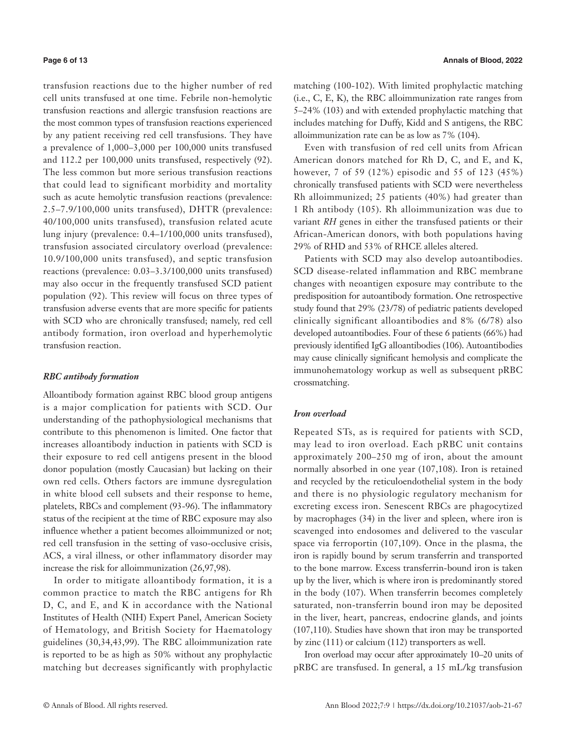transfusion reactions due to the higher number of red cell units transfused at one time. Febrile non-hemolytic transfusion reactions and allergic transfusion reactions are the most common types of transfusion reactions experienced by any patient receiving red cell transfusions. They have a prevalence of 1,000–3,000 per 100,000 units transfused and 112.2 per 100,000 units transfused, respectively (92). The less common but more serious transfusion reactions that could lead to significant morbidity and mortality such as acute hemolytic transfusion reactions (prevalence: 2.5–7.9/100,000 units transfused), DHTR (prevalence: 40/100,000 units transfused), transfusion related acute lung injury (prevalence: 0.4–1/100,000 units transfused), transfusion associated circulatory overload (prevalence: 10.9/100,000 units transfused), and septic transfusion reactions (prevalence: 0.03–3.3/100,000 units transfused) may also occur in the frequently transfused SCD patient population (92). This review will focus on three types of transfusion adverse events that are more specific for patients with SCD who are chronically transfused; namely, red cell antibody formation, iron overload and hyperhemolytic transfusion reaction.

### *RBC antibody formation*

Alloantibody formation against RBC blood group antigens is a major complication for patients with SCD. Our understanding of the pathophysiological mechanisms that contribute to this phenomenon is limited. One factor that increases alloantibody induction in patients with SCD is their exposure to red cell antigens present in the blood donor population (mostly Caucasian) but lacking on their own red cells. Others factors are immune dysregulation in white blood cell subsets and their response to heme, platelets, RBCs and complement (93-96). The inflammatory status of the recipient at the time of RBC exposure may also influence whether a patient becomes alloimmunized or not; red cell transfusion in the setting of vaso-occlusive crisis, ACS, a viral illness, or other inflammatory disorder may increase the risk for alloimmunization (26,97,98).

In order to mitigate alloantibody formation, it is a common practice to match the RBC antigens for Rh D, C, and E, and K in accordance with the National Institutes of Health (NIH) Expert Panel, American Society of Hematology, and British Society for Haematology guidelines (30,34,43,99). The RBC alloimmunization rate is reported to be as high as 50% without any prophylactic matching but decreases significantly with prophylactic matching (100-102). With limited prophylactic matching (i.e., C, E, K), the RBC alloimmunization rate ranges from 5–24% (103) and with extended prophylactic matching that includes matching for Duffy, Kidd and S antigens, the RBC alloimmunization rate can be as low as 7% (104).

Even with transfusion of red cell units from African American donors matched for Rh D, C, and E, and K, however, 7 of 59 (12%) episodic and 55 of 123 (45%) chronically transfused patients with SCD were nevertheless Rh alloimmunized; 25 patients (40%) had greater than 1 Rh antibody (105). Rh alloimmunization was due to variant *RH* genes in either the transfused patients or their African-American donors, with both populations having 29% of RHD and 53% of RHCE alleles altered.

Patients with SCD may also develop autoantibodies. SCD disease-related inflammation and RBC membrane changes with neoantigen exposure may contribute to the predisposition for autoantibody formation. One retrospective study found that 29% (23/78) of pediatric patients developed clinically significant alloantibodies and 8% (6/78) also developed autoantibodies. Four of these 6 patients (66%) had previously identified IgG alloantibodies (106). Autoantibodies may cause clinically significant hemolysis and complicate the immunohematology workup as well as subsequent pRBC crossmatching.

### *Iron overload*

Repeated STs, as is required for patients with SCD, may lead to iron overload. Each pRBC unit contains approximately 200–250 mg of iron, about the amount normally absorbed in one year (107,108). Iron is retained and recycled by the reticuloendothelial system in the body and there is no physiologic regulatory mechanism for excreting excess iron. Senescent RBCs are phagocytized by macrophages (34) in the liver and spleen, where iron is scavenged into endosomes and delivered to the vascular space via ferroportin (107,109). Once in the plasma, the iron is rapidly bound by serum transferrin and transported to the bone marrow. Excess transferrin-bound iron is taken up by the liver, which is where iron is predominantly stored in the body (107). When transferrin becomes completely saturated, non-transferrin bound iron may be deposited in the liver, heart, pancreas, endocrine glands, and joints (107,110). Studies have shown that iron may be transported by zinc (111) or calcium (112) transporters as well.

Iron overload may occur after approximately 10–20 units of pRBC are transfused. In general, a 15 mL/kg transfusion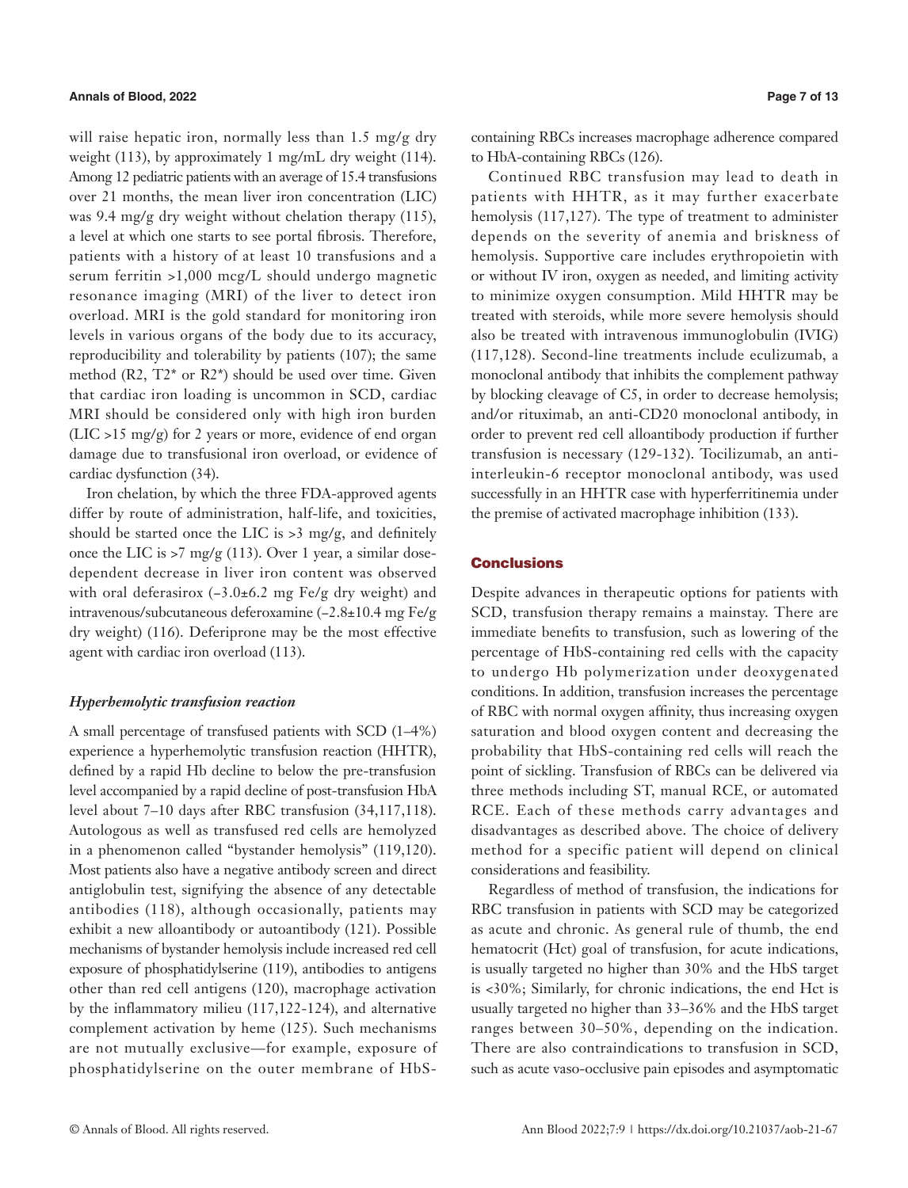will raise hepatic iron, normally less than 1.5 mg/g dry weight (113), by approximately 1 mg/mL dry weight (114). Among 12 pediatric patients with an average of 15.4 transfusions over 21 months, the mean liver iron concentration (LIC) was 9.4 mg/g dry weight without chelation therapy (115), a level at which one starts to see portal fibrosis. Therefore, patients with a history of at least 10 transfusions and a serum ferritin >1,000 mcg/L should undergo magnetic resonance imaging (MRI) of the liver to detect iron overload. MRI is the gold standard for monitoring iron levels in various organs of the body due to its accuracy, reproducibility and tolerability by patients (107); the same method (R2, T2* or R2*) should be used over time. Given that cardiac iron loading is uncommon in SCD, cardiac MRI should be considered only with high iron burden (LIC >15 mg/g) for 2 years or more, evidence of end organ damage due to transfusional iron overload, or evidence of cardiac dysfunction (34).

Iron chelation, by which the three FDA-approved agents differ by route of administration, half-life, and toxicities, should be started once the LIC is >3 mg/g, and definitely once the LIC is >7 mg/g (113). Over 1 year, a similar dose-dependent decrease in liver iron content was observed with oral deferasirox (−3.0±6.2 mg Fe/g dry weight) and intravenous/subcutaneous deferoxamine (−2.8±10.4 mg Fe/g dry weight) (116). Deferiprone may be the most effective agent with cardiac iron overload (113).

### *Hyperhemolytic transfusion reaction*

A small percentage of transfused patients with SCD (1–4%) experience a hyperhemolytic transfusion reaction (HHTR), defined by a rapid Hb decline to below the pre-transfusion level accompanied by a rapid decline of post-transfusion HbA level about 7–10 days after RBC transfusion (34,117,118). Autologous as well as transfused red cells are hemolyzed in a phenomenon called "bystander hemolysis" (119,120). Most patients also have a negative antibody screen and direct antiglobulin test, signifying the absence of any detectable antibodies (118), although occasionally, patients may exhibit a new alloantibody or autoantibody (121). Possible mechanisms of bystander hemolysis include increased red cell exposure of phosphatidylserine (119), antibodies to antigens other than red cell antigens (120), macrophage activation by the inflammatory milieu (117,122-124), and alternative complement activation by heme (125). Such mechanisms are not mutually exclusive—for example, exposure of phosphatidylserine on the outer membrane of HbS-containing RBCs increases macrophage adherence compared to HbA-containing RBCs (126).

Continued RBC transfusion may lead to death in patients with HHTR, as it may further exacerbate hemolysis (117,127). The type of treatment to administer depends on the severity of anemia and briskness of hemolysis. Supportive care includes erythropoietin with or without IV iron, oxygen as needed, and limiting activity to minimize oxygen consumption. Mild HHTR may be treated with steroids, while more severe hemolysis should also be treated with intravenous immunoglobulin (IVIG) (117,128). Second-line treatments include eculizumab, a monoclonal antibody that inhibits the complement pathway by blocking cleavage of C5, in order to decrease hemolysis; and/or rituximab, an anti-CD20 monoclonal antibody, in order to prevent red cell alloantibody production if further transfusion is necessary (129-132). Tocilizumab, an anti-interleukin-6 receptor monoclonal antibody, was used successfully in an HHTR case with hyperferritinemia under the premise of activated macrophage inhibition (133).

## Conclusions

Despite advances in therapeutic options for patients with SCD, transfusion therapy remains a mainstay. There are immediate benefits to transfusion, such as lowering of the percentage of HbS-containing red cells with the capacity to undergo Hb polymerization under deoxygenated conditions. In addition, transfusion increases the percentage of RBC with normal oxygen affinity, thus increasing oxygen saturation and blood oxygen content and decreasing the probability that HbS-containing red cells will reach the point of sickling. Transfusion of RBCs can be delivered via three methods including ST, manual RCE, or automated RCE. Each of these methods carry advantages and disadvantages as described above. The choice of delivery method for a specific patient will depend on clinical considerations and feasibility.

Regardless of method of transfusion, the indications for RBC transfusion in patients with SCD may be categorized as acute and chronic. As general rule of thumb, the end hematocrit (Hct) goal of transfusion, for acute indications, is usually targeted no higher than 30% and the HbS target is <30%; Similarly, for chronic indications, the end Hct is usually targeted no higher than 33–36% and the HbS target ranges between 30–50%, depending on the indication. There are also contraindications to transfusion in SCD, such as acute vaso-occlusive pain episodes and asymptomatic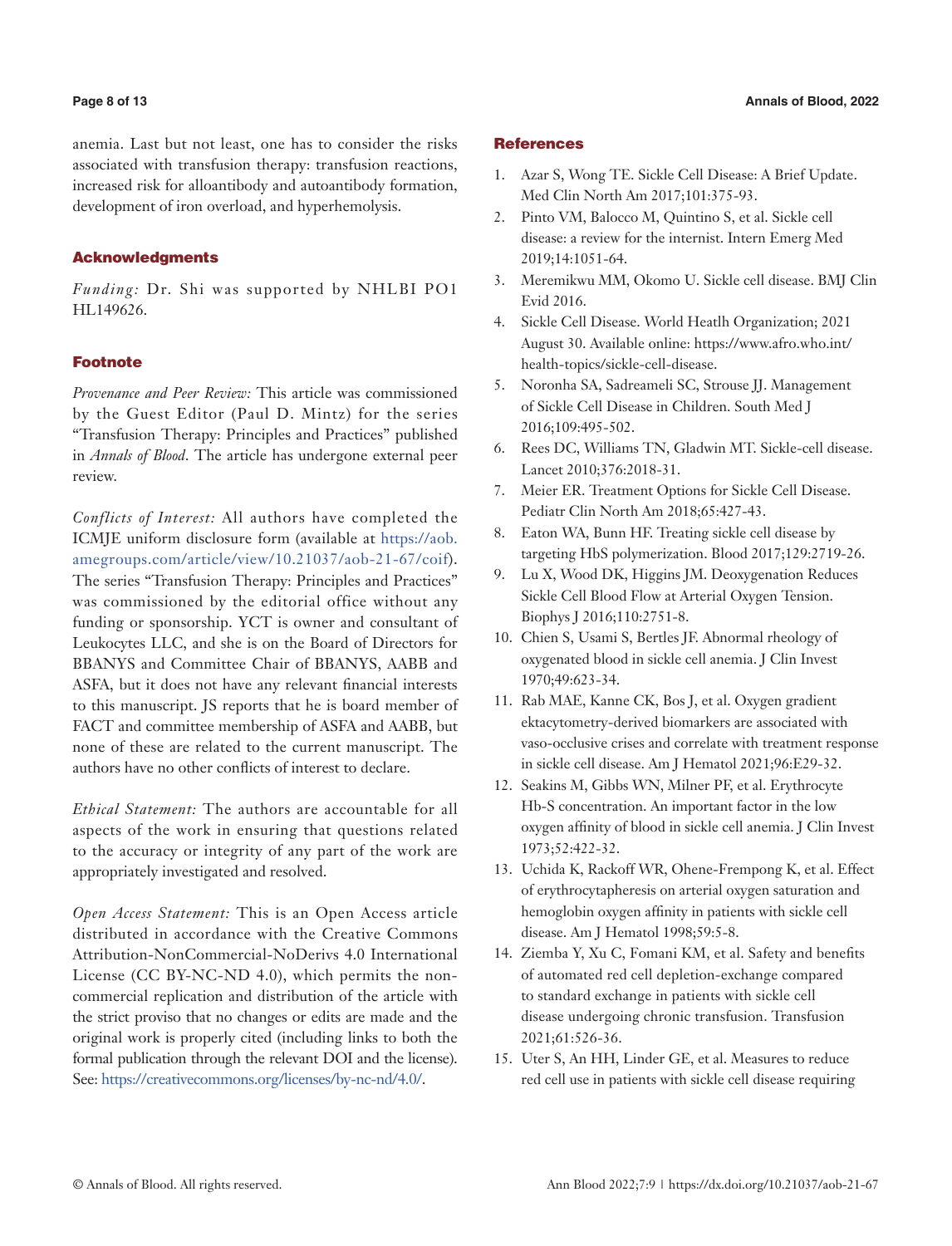anemia. Last but not least, one has to consider the risks associated with transfusion therapy: transfusion reactions, increased risk for alloantibody and autoantibody formation, development of iron overload, and hyperhemolysis.

## Acknowledgments

*Funding:* Dr. Shi was supported by NHLBI PO1 HL149626.

## Footnote

*Provenance and Peer Review:* This article was commissioned by the Guest Editor (Paul D. Mintz) for the series "Transfusion Therapy: Principles and Practices" published in *Annals of Blood*. The article has undergone external peer review.

*Conflicts of Interest:* All authors have completed the ICMJE uniform disclosure form (available at https://aob.amegroups.com/article/view/10.21037/aob-21-67/coif). The series "Transfusion Therapy: Principles and Practices" was commissioned by the editorial office without any funding or sponsorship. YCT is owner and consultant of Leukocytes LLC, and she is on the Board of Directors for BBANYS and Committee Chair of BBANYS, AABB and ASFA, but it does not have any relevant financial interests to this manuscript. JS reports that he is board member of FACT and committee membership of ASFA and AABB, but none of these are related to the current manuscript. The authors have no other conflicts of interest to declare.

*Ethical Statement:* The authors are accountable for all aspects of the work in ensuring that questions related to the accuracy or integrity of any part of the work are appropriately investigated and resolved.

*Open Access Statement:* This is an Open Access article distributed in accordance with the Creative Commons Attribution-NonCommercial-NoDerivs 4.0 International License (CC BY-NC-ND 4.0), which permits the non-commercial replication and distribution of the article with the strict proviso that no changes or edits are made and the original work is properly cited (including links to both the formal publication through the relevant DOI and the license). See: https://creativecommons.org/licenses/by-nc-nd/4.0/.

## References

1. Azar S, Wong TE. Sickle Cell Disease: A Brief Update. Med Clin North Am 2017;101:375-93.
2. Pinto VM, Balocco M, Quintino S, et al. Sickle cell disease: a review for the internist. Intern Emerg Med 2019;14:1051-64.
3. Meremikwu MM, Okomo U. Sickle cell disease. BMJ Clin Evid 2016.
4. Sickle Cell Disease. World Heatlh Organization; 2021 August 30. Available online: https://www.afro.who.int/health-topics/sickle-cell-disease.
5. Noronha SA, Sadreameli SC, Strouse JJ. Management of Sickle Cell Disease in Children. South Med J 2016;109:495-502.
6. Rees DC, Williams TN, Gladwin MT. Sickle-cell disease. Lancet 2010;376:2018-31.
7. Meier ER. Treatment Options for Sickle Cell Disease. Pediatr Clin North Am 2018;65:427-43.
8. Eaton WA, Bunn HF. Treating sickle cell disease by targeting HbS polymerization. Blood 2017;129:2719-26.
9. Lu X, Wood DK, Higgins JM. Deoxygenation Reduces Sickle Cell Blood Flow at Arterial Oxygen Tension. Biophys J 2016;110:2751-8.
10. Chien S, Usami S, Bertles JF. Abnormal rheology of oxygenated blood in sickle cell anemia. J Clin Invest 1970;49:623-34.
11. Rab MAE, Kanne CK, Bos J, et al. Oxygen gradient ektacytometry-derived biomarkers are associated with vaso-occlusive crises and correlate with treatment response in sickle cell disease. Am J Hematol 2021;96:E29-32.
12. Seakins M, Gibbs WN, Milner PF, et al. Erythrocyte Hb-S concentration. An important factor in the low oxygen affinity of blood in sickle cell anemia. J Clin Invest 1973;52:422-32.
13. Uchida K, Rackoff WR, Ohene-Frempong K, et al. Effect of erythrocytapheresis on arterial oxygen saturation and hemoglobin oxygen affinity in patients with sickle cell disease. Am J Hematol 1998;59:5-8.
14. Ziemba Y, Xu C, Fomani KM, et al. Safety and benefits of automated red cell depletion-exchange compared to standard exchange in patients with sickle cell disease undergoing chronic transfusion. Transfusion 2021;61:526-36.
15. Uter S, An HH, Linder GE, et al. Measures to reduce red cell use in patients with sickle cell disease requiring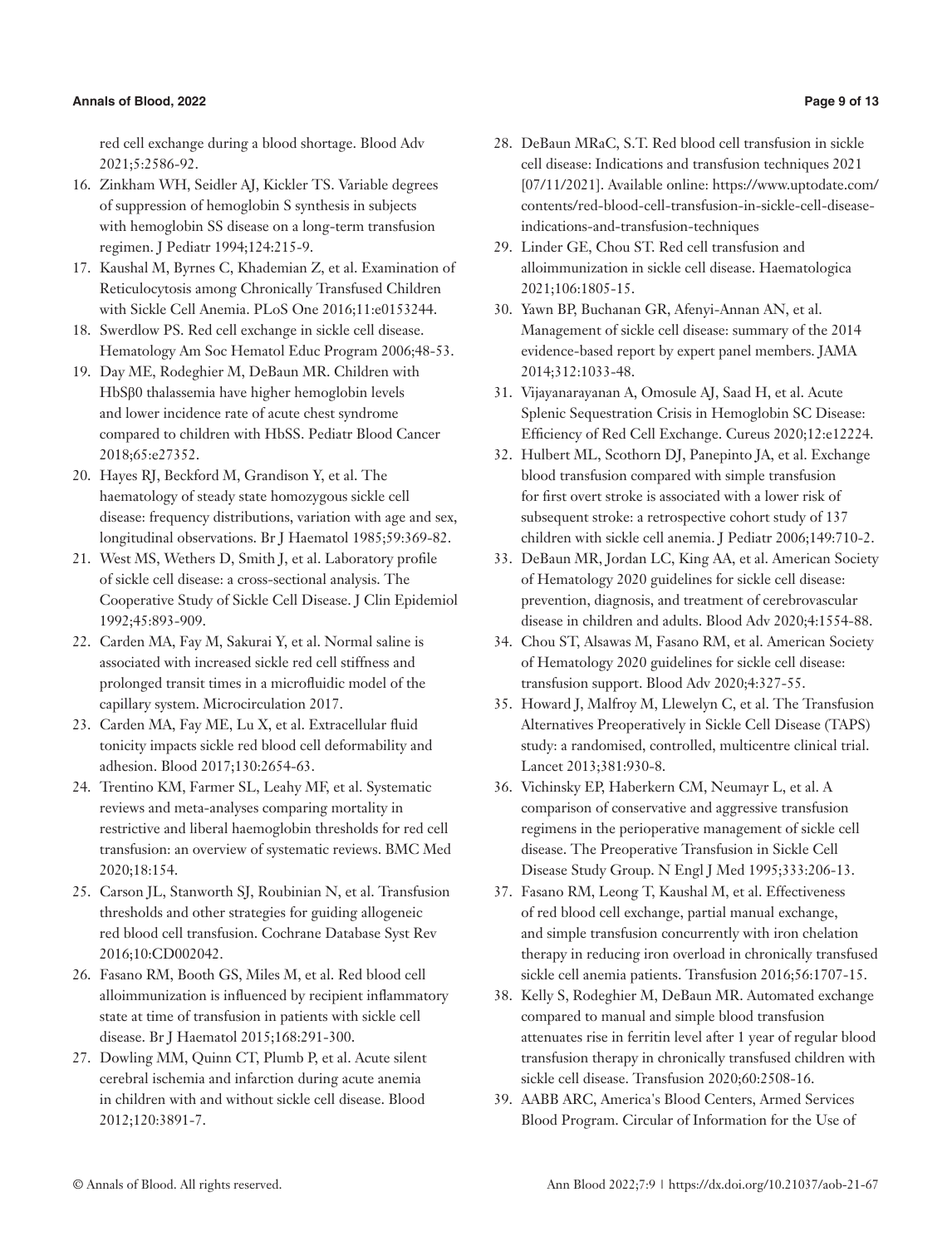red cell exchange during a blood shortage. Blood Adv 2021;5:2586-92.

16. Zinkham WH, Seidler AJ, Kickler TS. Variable degrees of suppression of hemoglobin S synthesis in subjects with hemoglobin SS disease on a long-term transfusion regimen. J Pediatr 1994;124:215-9.
17. Kaushal M, Byrnes C, Khademian Z, et al. Examination of Reticulocytosis among Chronically Transfused Children with Sickle Cell Anemia. PLoS One 2016;11:e0153244.
18. Swerdlow PS. Red cell exchange in sickle cell disease. Hematology Am Soc Hematol Educ Program 2006;48-53.
19. Day ME, Rodeghier M, DeBaun MR. Children with HbSβ0 thalassemia have higher hemoglobin levels and lower incidence rate of acute chest syndrome compared to children with HbSS. Pediatr Blood Cancer 2018;65:e27352.
20. Hayes RJ, Beckford M, Grandison Y, et al. The haematology of steady state homozygous sickle cell disease: frequency distributions, variation with age and sex, longitudinal observations. Br J Haematol 1985;59:369-82.
21. West MS, Wethers D, Smith J, et al. Laboratory profile of sickle cell disease: a cross-sectional analysis. The Cooperative Study of Sickle Cell Disease. J Clin Epidemiol 1992;45:893-909.
22. Carden MA, Fay M, Sakurai Y, et al. Normal saline is associated with increased sickle red cell stiffness and prolonged transit times in a microfluidic model of the capillary system. Microcirculation 2017.
23. Carden MA, Fay ME, Lu X, et al. Extracellular fluid tonicity impacts sickle red blood cell deformability and adhesion. Blood 2017;130:2654-63.
24. Trentino KM, Farmer SL, Leahy MF, et al. Systematic reviews and meta-analyses comparing mortality in restrictive and liberal haemoglobin thresholds for red cell transfusion: an overview of systematic reviews. BMC Med 2020;18:154.
25. Carson JL, Stanworth SJ, Roubinian N, et al. Transfusion thresholds and other strategies for guiding allogeneic red blood cell transfusion. Cochrane Database Syst Rev 2016;10:CD002042.
26. Fasano RM, Booth GS, Miles M, et al. Red blood cell alloimmunization is influenced by recipient inflammatory state at time of transfusion in patients with sickle cell disease. Br J Haematol 2015;168:291-300.
27. Dowling MM, Quinn CT, Plumb P, et al. Acute silent cerebral ischemia and infarction during acute anemia in children with and without sickle cell disease. Blood 2012;120:3891-7.
28. DeBaun MRaC, S.T. Red blood cell transfusion in sickle cell disease: Indications and transfusion techniques 2021 [07/11/2021]. Available online: https://www.uptodate.com/contents/red-blood-cell-transfusion-in-sickle-cell-disease-indications-and-transfusion-techniques
29. Linder GE, Chou ST. Red cell transfusion and alloimmunization in sickle cell disease. Haematologica 2021;106:1805-15.
30. Yawn BP, Buchanan GR, Afenyi-Annan AN, et al. Management of sickle cell disease: summary of the 2014 evidence-based report by expert panel members. JAMA 2014;312:1033-48.
31. Vijayanarayanan A, Omosule AJ, Saad H, et al. Acute Splenic Sequestration Crisis in Hemoglobin SC Disease: Efficiency of Red Cell Exchange. Cureus 2020;12:e12224.
32. Hulbert ML, Scothorn DJ, Panepinto JA, et al. Exchange blood transfusion compared with simple transfusion for first overt stroke is associated with a lower risk of subsequent stroke: a retrospective cohort study of 137 children with sickle cell anemia. J Pediatr 2006;149:710-2.
33. DeBaun MR, Jordan LC, King AA, et al. American Society of Hematology 2020 guidelines for sickle cell disease: prevention, diagnosis, and treatment of cerebrovascular disease in children and adults. Blood Adv 2020;4:1554-88.
34. Chou ST, Alsawas M, Fasano RM, et al. American Society of Hematology 2020 guidelines for sickle cell disease: transfusion support. Blood Adv 2020;4:327-55.
35. Howard J, Malfroy M, Llewelyn C, et al. The Transfusion Alternatives Preoperatively in Sickle Cell Disease (TAPS) study: a randomised, controlled, multicentre clinical trial. Lancet 2013;381:930-8.
36. Vichinsky EP, Haberkern CM, Neumayr L, et al. A comparison of conservative and aggressive transfusion regimens in the perioperative management of sickle cell disease. The Preoperative Transfusion in Sickle Cell Disease Study Group. N Engl J Med 1995;333:206-13.
37. Fasano RM, Leong T, Kaushal M, et al. Effectiveness of red blood cell exchange, partial manual exchange, and simple transfusion concurrently with iron chelation therapy in reducing iron overload in chronically transfused sickle cell anemia patients. Transfusion 2016;56:1707-15.
38. Kelly S, Rodeghier M, DeBaun MR. Automated exchange compared to manual and simple blood transfusion attenuates rise in ferritin level after 1 year of regular blood transfusion therapy in chronically transfused children with sickle cell disease. Transfusion 2020;60:2508-16.
39. AABB ARC, America's Blood Centers, Armed Services Blood Program. Circular of Information for the Use of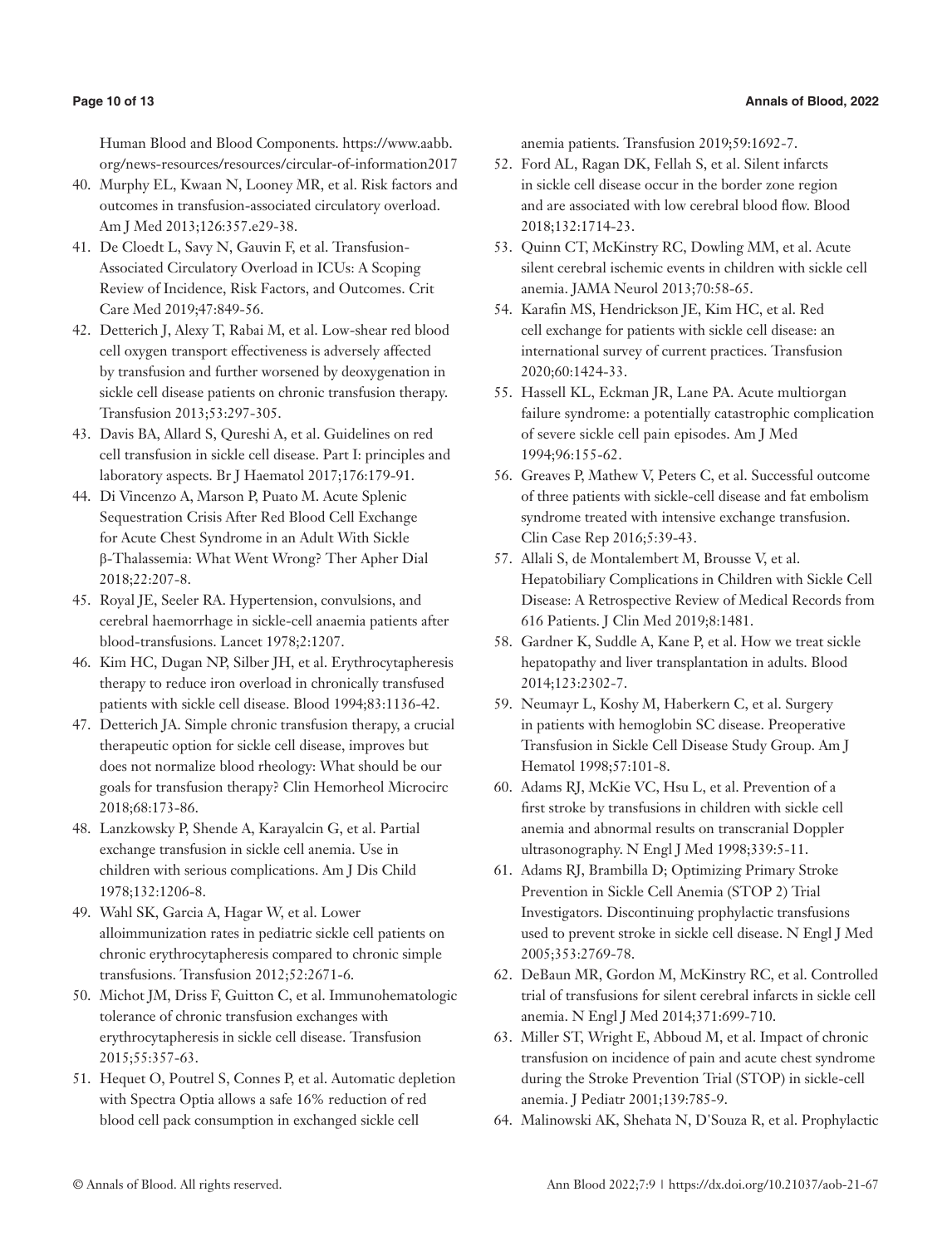Human Blood and Blood Components. https://www.aabb.org/news-resources/resources/circular-of-information2017

40. Murphy EL, Kwaan N, Looney MR, et al. Risk factors and outcomes in transfusion-associated circulatory overload. Am J Med 2013;126:357.e29-38.
41. De Cloedt L, Savy N, Gauvin F, et al. Transfusion-Associated Circulatory Overload in ICUs: A Scoping Review of Incidence, Risk Factors, and Outcomes. Crit Care Med 2019;47:849-56.
42. Detterich J, Alexy T, Rabai M, et al. Low-shear red blood cell oxygen transport effectiveness is adversely affected by transfusion and further worsened by deoxygenation in sickle cell disease patients on chronic transfusion therapy. Transfusion 2013;53:297-305.
43. Davis BA, Allard S, Qureshi A, et al. Guidelines on red cell transfusion in sickle cell disease. Part I: principles and laboratory aspects. Br J Haematol 2017;176:179-91.
44. Di Vincenzo A, Marson P, Puato M. Acute Splenic Sequestration Crisis After Red Blood Cell Exchange for Acute Chest Syndrome in an Adult With Sickle β-Thalassemia: What Went Wrong? Ther Apher Dial 2018;22:207-8.
45. Royal JE, Seeler RA. Hypertension, convulsions, and cerebral haemorrhage in sickle-cell anaemia patients after blood-transfusions. Lancet 1978;2:1207.
46. Kim HC, Dugan NP, Silber JH, et al. Erythrocytapheresis therapy to reduce iron overload in chronically transfused patients with sickle cell disease. Blood 1994;83:1136-42.
47. Detterich JA. Simple chronic transfusion therapy, a crucial therapeutic option for sickle cell disease, improves but does not normalize blood rheology: What should be our goals for transfusion therapy? Clin Hemorheol Microcirc 2018;68:173-86.
48. Lanzkowsky P, Shende A, Karayalcin G, et al. Partial exchange transfusion in sickle cell anemia. Use in children with serious complications. Am J Dis Child 1978;132:1206-8.
49. Wahl SK, Garcia A, Hagar W, et al. Lower alloimmunization rates in pediatric sickle cell patients on chronic erythrocytapheresis compared to chronic simple transfusions. Transfusion 2012;52:2671-6.
50. Michot JM, Driss F, Guitton C, et al. Immunohematologic tolerance of chronic transfusion exchanges with erythrocytapheresis in sickle cell disease. Transfusion 2015;55:357-63.
51. Hequet O, Poutrel S, Connes P, et al. Automatic depletion with Spectra Optia allows a safe 16% reduction of red blood cell pack consumption in exchanged sickle cell anemia patients. Transfusion 2019;59:1692-7.
52. Ford AL, Ragan DK, Fellah S, et al. Silent infarcts in sickle cell disease occur in the border zone region and are associated with low cerebral blood flow. Blood 2018;132:1714-23.
53. Quinn CT, McKinstry RC, Dowling MM, et al. Acute silent cerebral ischemic events in children with sickle cell anemia. JAMA Neurol 2013;70:58-65.
54. Karafin MS, Hendrickson JE, Kim HC, et al. Red cell exchange for patients with sickle cell disease: an international survey of current practices. Transfusion 2020;60:1424-33.
55. Hassell KL, Eckman JR, Lane PA. Acute multiorgan failure syndrome: a potentially catastrophic complication of severe sickle cell pain episodes. Am J Med 1994;96:155-62.
56. Greaves P, Mathew V, Peters C, et al. Successful outcome of three patients with sickle-cell disease and fat embolism syndrome treated with intensive exchange transfusion. Clin Case Rep 2016;5:39-43.
57. Allali S, de Montalembert M, Brousse V, et al. Hepatobiliary Complications in Children with Sickle Cell Disease: A Retrospective Review of Medical Records from 616 Patients. J Clin Med 2019;8:1481.
58. Gardner K, Suddle A, Kane P, et al. How we treat sickle hepatopathy and liver transplantation in adults. Blood 2014;123:2302-7.
59. Neumayr L, Koshy M, Haberkern C, et al. Surgery in patients with hemoglobin SC disease. Preoperative Transfusion in Sickle Cell Disease Study Group. Am J Hematol 1998;57:101-8.
60. Adams RJ, McKie VC, Hsu L, et al. Prevention of a first stroke by transfusions in children with sickle cell anemia and abnormal results on transcranial Doppler ultrasonography. N Engl J Med 1998;339:5-11.
61. Adams RJ, Brambilla D; Optimizing Primary Stroke Prevention in Sickle Cell Anemia (STOP 2) Trial Investigators. Discontinuing prophylactic transfusions used to prevent stroke in sickle cell disease. N Engl J Med 2005;353:2769-78.
62. DeBaun MR, Gordon M, McKinstry RC, et al. Controlled trial of transfusions for silent cerebral infarcts in sickle cell anemia. N Engl J Med 2014;371:699-710.
63. Miller ST, Wright E, Abboud M, et al. Impact of chronic transfusion on incidence of pain and acute chest syndrome during the Stroke Prevention Trial (STOP) in sickle-cell anemia. J Pediatr 2001;139:785-9.
64. Malinowski AK, Shehata N, D'Souza R, et al. Prophylactic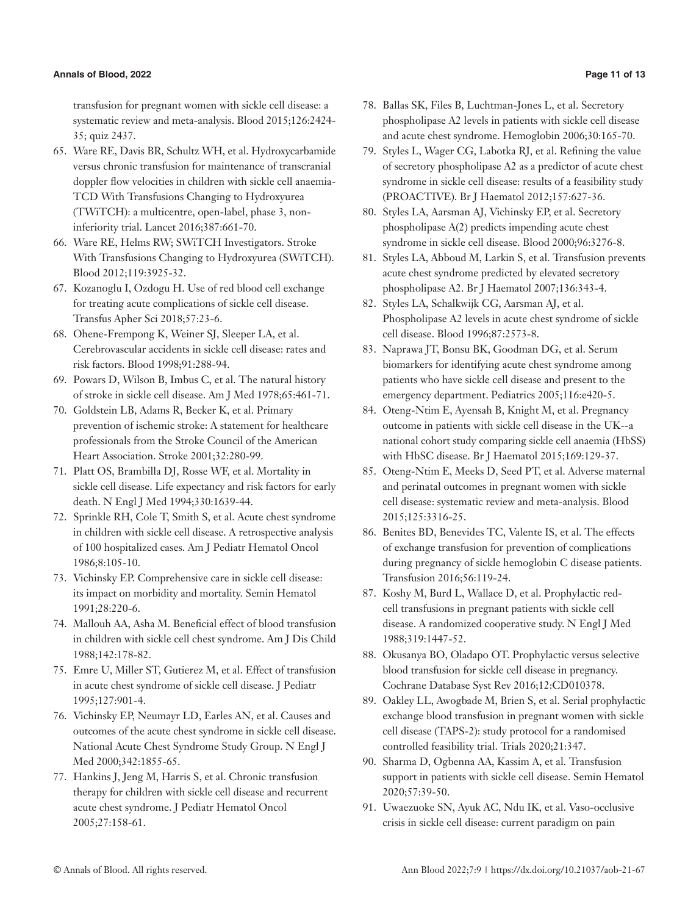transfusion for pregnant women with sickle cell disease: a systematic review and meta-analysis. Blood 2015;126:2424-35; quiz 2437.

65. Ware RE, Davis BR, Schultz WH, et al. Hydroxycarbamide versus chronic transfusion for maintenance of transcranial doppler flow velocities in children with sickle cell anaemia-TCD With Transfusions Changing to Hydroxyurea (TWiTCH): a multicentre, open-label, phase 3, non-inferiority trial. Lancet 2016;387:661-70.
66. Ware RE, Helms RW; SWiTCH Investigators. Stroke With Transfusions Changing to Hydroxyurea (SWiTCH). Blood 2012;119:3925-32.
67. Kozanoglu I, Ozdogu H. Use of red blood cell exchange for treating acute complications of sickle cell disease. Transfus Apher Sci 2018;57:23-6.
68. Ohene-Frempong K, Weiner SJ, Sleeper LA, et al. Cerebrovascular accidents in sickle cell disease: rates and risk factors. Blood 1998;91:288-94.
69. Powars D, Wilson B, Imbus C, et al. The natural history of stroke in sickle cell disease. Am J Med 1978;65:461-71.
70. Goldstein LB, Adams R, Becker K, et al. Primary prevention of ischemic stroke: A statement for healthcare professionals from the Stroke Council of the American Heart Association. Stroke 2001;32:280-99.
71. Platt OS, Brambilla DJ, Rosse WF, et al. Mortality in sickle cell disease. Life expectancy and risk factors for early death. N Engl J Med 1994;330:1639-44.
72. Sprinkle RH, Cole T, Smith S, et al. Acute chest syndrome in children with sickle cell disease. A retrospective analysis of 100 hospitalized cases. Am J Pediatr Hematol Oncol 1986;8:105-10.
73. Vichinsky EP. Comprehensive care in sickle cell disease: its impact on morbidity and mortality. Semin Hematol 1991;28:220-6.
74. Mallouh AA, Asha M. Beneficial effect of blood transfusion in children with sickle cell chest syndrome. Am J Dis Child 1988;142:178-82.
75. Emre U, Miller ST, Gutierez M, et al. Effect of transfusion in acute chest syndrome of sickle cell disease. J Pediatr 1995;127:901-4.
76. Vichinsky EP, Neumayr LD, Earles AN, et al. Causes and outcomes of the acute chest syndrome in sickle cell disease. National Acute Chest Syndrome Study Group. N Engl J Med 2000;342:1855-65.
77. Hankins J, Jeng M, Harris S, et al. Chronic transfusion therapy for children with sickle cell disease and recurrent acute chest syndrome. J Pediatr Hematol Oncol 2005;27:158-61.
78. Ballas SK, Files B, Luchtman-Jones L, et al. Secretory phospholipase A2 levels in patients with sickle cell disease and acute chest syndrome. Hemoglobin 2006;30:165-70.
79. Styles L, Wager CG, Labotka RJ, et al. Refining the value of secretory phospholipase A2 as a predictor of acute chest syndrome in sickle cell disease: results of a feasibility study (PROACTIVE). Br J Haematol 2012;157:627-36.
80. Styles LA, Aarsman AJ, Vichinsky EP, et al. Secretory phospholipase A(2) predicts impending acute chest syndrome in sickle cell disease. Blood 2000;96:3276-8.
81. Styles LA, Abboud M, Larkin S, et al. Transfusion prevents acute chest syndrome predicted by elevated secretory phospholipase A2. Br J Haematol 2007;136:343-4.
82. Styles LA, Schalkwijk CG, Aarsman AJ, et al. Phospholipase A2 levels in acute chest syndrome of sickle cell disease. Blood 1996;87:2573-8.
83. Naprawa JT, Bonsu BK, Goodman DG, et al. Serum biomarkers for identifying acute chest syndrome among patients who have sickle cell disease and present to the emergency department. Pediatrics 2005;116:e420-5.
84. Oteng-Ntim E, Ayensah B, Knight M, et al. Pregnancy outcome in patients with sickle cell disease in the UK--a national cohort study comparing sickle cell anaemia (HbSS) with HbSC disease. Br J Haematol 2015;169:129-37.
85. Oteng-Ntim E, Meeks D, Seed PT, et al. Adverse maternal and perinatal outcomes in pregnant women with sickle cell disease: systematic review and meta-analysis. Blood 2015;125:3316-25.
86. Benites BD, Benevides TC, Valente IS, et al. The effects of exchange transfusion for prevention of complications during pregnancy of sickle hemoglobin C disease patients. Transfusion 2016;56:119-24.
87. Koshy M, Burd L, Wallace D, et al. Prophylactic red-cell transfusions in pregnant patients with sickle cell disease. A randomized cooperative study. N Engl J Med 1988;319:1447-52.
88. Okusanya BO, Oladapo OT. Prophylactic versus selective blood transfusion for sickle cell disease in pregnancy. Cochrane Database Syst Rev 2016;12:CD010378.
89. Oakley LL, Awogbade M, Brien S, et al. Serial prophylactic exchange blood transfusion in pregnant women with sickle cell disease (TAPS-2): study protocol for a randomised controlled feasibility trial. Trials 2020;21:347.
90. Sharma D, Ogbenna AA, Kassim A, et al. Transfusion support in patients with sickle cell disease. Semin Hematol 2020;57:39-50.
91. Uwaezuoke SN, Ayuk AC, Ndu IK, et al. Vaso-occlusive crisis in sickle cell disease: current paradigm on pain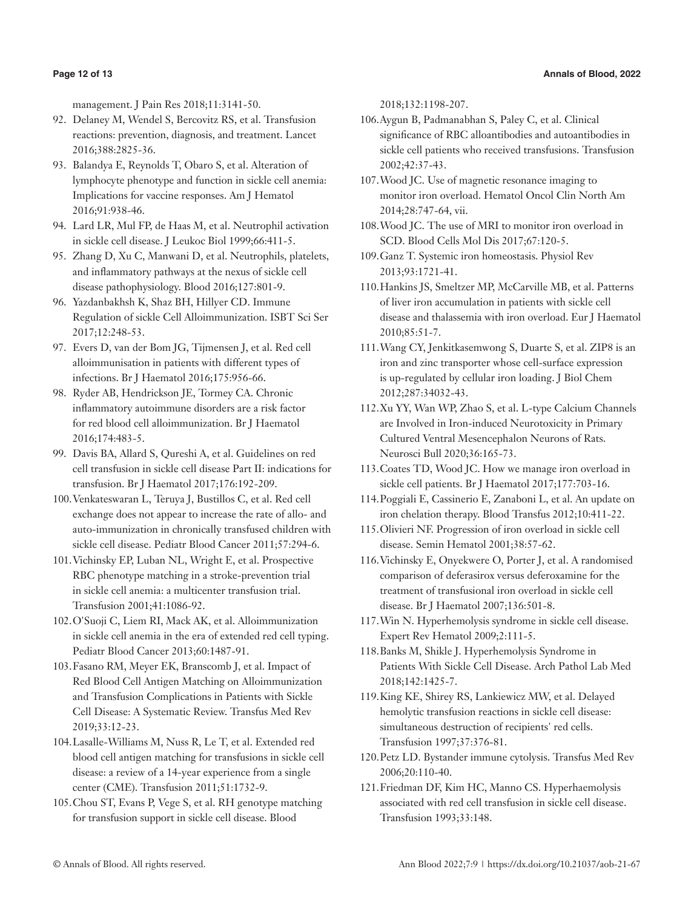management. J Pain Res 2018;11:3141-50.

92. Delaney M, Wendel S, Bercovitz RS, et al. Transfusion reactions: prevention, diagnosis, and treatment. Lancet 2016;388:2825-36.
93. Balandya E, Reynolds T, Obaro S, et al. Alteration of lymphocyte phenotype and function in sickle cell anemia: Implications for vaccine responses. Am J Hematol 2016;91:938-46.
94. Lard LR, Mul FP, de Haas M, et al. Neutrophil activation in sickle cell disease. J Leukoc Biol 1999;66:411-5.
95. Zhang D, Xu C, Manwani D, et al. Neutrophils, platelets, and inflammatory pathways at the nexus of sickle cell disease pathophysiology. Blood 2016;127:801-9.
96. Yazdanbakhsh K, Shaz BH, Hillyer CD. Immune Regulation of sickle Cell Alloimmunization. ISBT Sci Ser 2017;12:248-53.
97. Evers D, van der Bom JG, Tijmensen J, et al. Red cell alloimmunisation in patients with different types of infections. Br J Haematol 2016;175:956-66.
98. Ryder AB, Hendrickson JE, Tormey CA. Chronic inflammatory autoimmune disorders are a risk factor for red blood cell alloimmunization. Br J Haematol 2016;174:483-5.
99. Davis BA, Allard S, Qureshi A, et al. Guidelines on red cell transfusion in sickle cell disease Part II: indications for transfusion. Br J Haematol 2017;176:192-209.
100. Venkateswaran L, Teruya J, Bustillos C, et al. Red cell exchange does not appear to increase the rate of allo- and auto-immunization in chronically transfused children with sickle cell disease. Pediatr Blood Cancer 2011;57:294-6.
101. Vichinsky EP, Luban NL, Wright E, et al. Prospective RBC phenotype matching in a stroke-prevention trial in sickle cell anemia: a multicenter transfusion trial. Transfusion 2001;41:1086-92.
102. O'Suoji C, Liem RI, Mack AK, et al. Alloimmunization in sickle cell anemia in the era of extended red cell typing. Pediatr Blood Cancer 2013;60:1487-91.
103. Fasano RM, Meyer EK, Branscomb J, et al. Impact of Red Blood Cell Antigen Matching on Alloimmunization and Transfusion Complications in Patients with Sickle Cell Disease: A Systematic Review. Transfus Med Rev 2019;33:12-23.
104. Lasalle-Williams M, Nuss R, Le T, et al. Extended red blood cell antigen matching for transfusions in sickle cell disease: a review of a 14-year experience from a single center (CME). Transfusion 2011;51:1732-9.
105. Chou ST, Evans P, Vege S, et al. RH genotype matching for transfusion support in sickle cell disease. Blood 2018;132:1198-207.
106. Aygun B, Padmanabhan S, Paley C, et al. Clinical significance of RBC alloantibodies and autoantibodies in sickle cell patients who received transfusions. Transfusion 2002;42:37-43.
107. Wood JC. Use of magnetic resonance imaging to monitor iron overload. Hematol Oncol Clin North Am 2014;28:747-64, vii.
108. Wood JC. The use of MRI to monitor iron overload in SCD. Blood Cells Mol Dis 2017;67:120-5.
109. Ganz T. Systemic iron homeostasis. Physiol Rev 2013;93:1721-41.
110. Hankins JS, Smeltzer MP, McCarville MB, et al. Patterns of liver iron accumulation in patients with sickle cell disease and thalassemia with iron overload. Eur J Haematol 2010;85:51-7.
111. Wang CY, Jenkitkasemwong S, Duarte S, et al. ZIP8 is an iron and zinc transporter whose cell-surface expression is up-regulated by cellular iron loading. J Biol Chem 2012;287:34032-43.
112. Xu YY, Wan WP, Zhao S, et al. L-type Calcium Channels are Involved in Iron-induced Neurotoxicity in Primary Cultured Ventral Mesencephalon Neurons of Rats. Neurosci Bull 2020;36:165-73.
113. Coates TD, Wood JC. How we manage iron overload in sickle cell patients. Br J Haematol 2017;177:703-16.
114. Poggiali E, Cassinerio E, Zanaboni L, et al. An update on iron chelation therapy. Blood Transfus 2012;10:411-22.
115. Olivieri NF. Progression of iron overload in sickle cell disease. Semin Hematol 2001;38:57-62.
116. Vichinsky E, Onyekwere O, Porter J, et al. A randomised comparison of deferasirox versus deferoxamine for the treatment of transfusional iron overload in sickle cell disease. Br J Haematol 2007;136:501-8.
117. Win N. Hyperhemolysis syndrome in sickle cell disease. Expert Rev Hematol 2009;2:111-5.
118. Banks M, Shikle J. Hyperhemolysis Syndrome in Patients With Sickle Cell Disease. Arch Pathol Lab Med 2018;142:1425-7.
119. King KE, Shirey RS, Lankiewicz MW, et al. Delayed hemolytic transfusion reactions in sickle cell disease: simultaneous destruction of recipients' red cells. Transfusion 1997;37:376-81.
120. Petz LD. Bystander immune cytolysis. Transfus Med Rev 2006;20:110-40.
121. Friedman DF, Kim HC, Manno CS. Hyperhaemolysis associated with red cell transfusion in sickle cell disease. Transfusion 1993;33:148.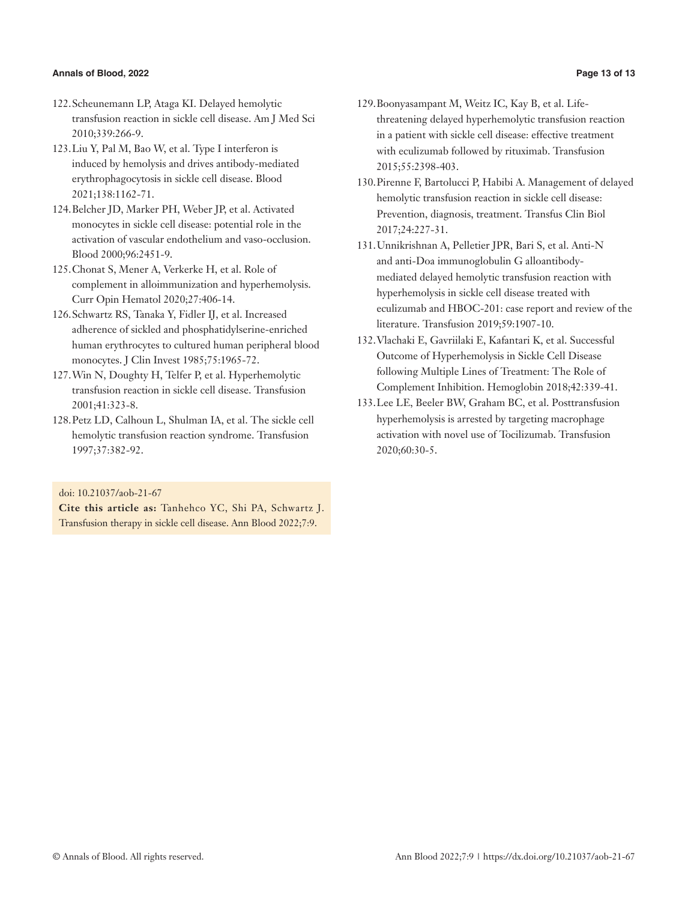122. Scheunemann LP, Ataga KI. Delayed hemolytic transfusion reaction in sickle cell disease. Am J Med Sci 2010;339:266-9.
123. Liu Y, Pal M, Bao W, et al. Type I interferon is induced by hemolysis and drives antibody-mediated erythrophagocytosis in sickle cell disease. Blood 2021;138:1162-71.
124. Belcher JD, Marker PH, Weber JP, et al. Activated monocytes in sickle cell disease: potential role in the activation of vascular endothelium and vaso-occlusion. Blood 2000;96:2451-9.
125. Chonat S, Mener A, Verkerke H, et al. Role of complement in alloimmunization and hyperhemolysis. Curr Opin Hematol 2020;27:406-14.
126. Schwartz RS, Tanaka Y, Fidler IJ, et al. Increased adherence of sickled and phosphatidylserine-enriched human erythrocytes to cultured human peripheral blood monocytes. J Clin Invest 1985;75:1965-72.
127. Win N, Doughty H, Telfer P, et al. Hyperhemolytic transfusion reaction in sickle cell disease. Transfusion 2001;41:323-8.
128. Petz LD, Calhoun L, Shulman IA, et al. The sickle cell hemolytic transfusion reaction syndrome. Transfusion 1997;37:382-92.
129. Boonyasampant M, Weitz IC, Kay B, et al. Life-threatening delayed hyperhemolytic transfusion reaction in a patient with sickle cell disease: effective treatment with eculizumab followed by rituximab. Transfusion 2015;55:2398-403.
130. Pirenne F, Bartolucci P, Habibi A. Management of delayed hemolytic transfusion reaction in sickle cell disease: Prevention, diagnosis, treatment. Transfus Clin Biol 2017;24:227-31.
131. Unnikrishnan A, Pelletier JPR, Bari S, et al. Anti-N and anti-Doa immunoglobulin G alloantibody-mediated delayed hemolytic transfusion reaction with hyperhemolysis in sickle cell disease treated with eculizumab and HBOC-201: case report and review of the literature. Transfusion 2019;59:1907-10.
132. Vlachaki E, Gavriilaki E, Kafantari K, et al. Successful Outcome of Hyperhemolysis in Sickle Cell Disease following Multiple Lines of Treatment: The Role of Complement Inhibition. Hemoglobin 2018;42:339-41.
133. Lee LE, Beeler BW, Graham BC, et al. Posttransfusion hyperhemolysis is arrested by targeting macrophage activation with novel use of Tocilizumab. Transfusion 2020;60:30-5.

doi: 10.21037/aob-21-67

**Cite this article as:** Tanhehco YC, Shi PA, Schwartz J. Transfusion therapy in sickle cell disease. Ann Blood 2022;7:9.